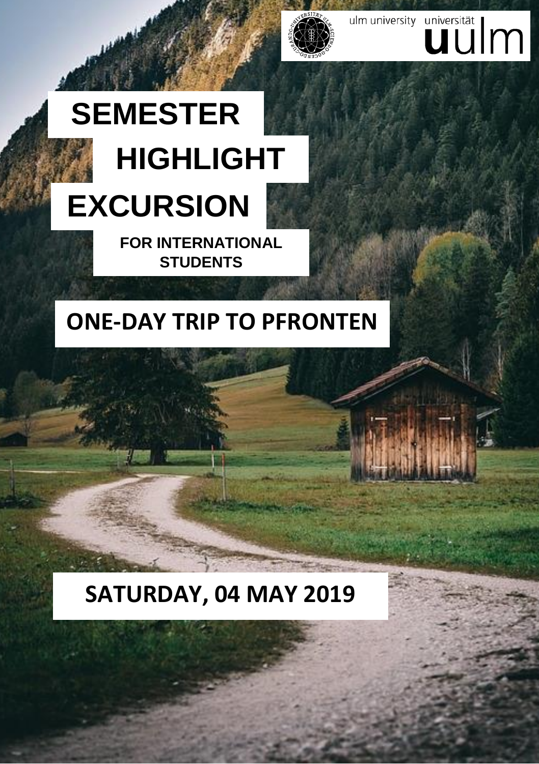ulm university universität uulm

# SEMESTER HIGHLIGHT EXCURSION

### FOR INTERNATIONAL STUDENTS

## ONE-DAY TRIP TO PFRONTEN

## SATURDAY, 04 MAY 2019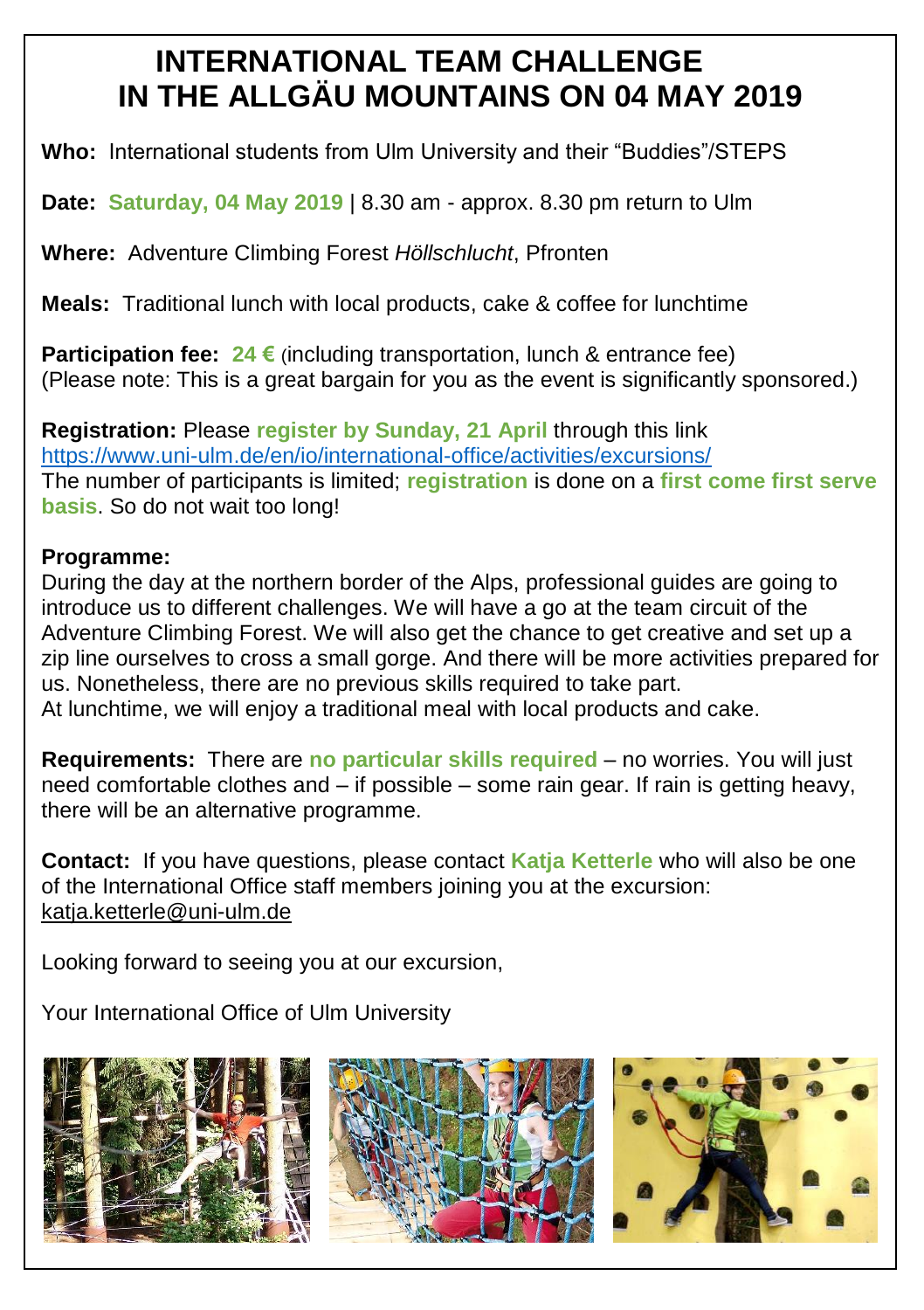# INTERNATIONAL TEAM CHALLENGE IN THE ALLGÄU MOUNTAINS ON 04 MAY 2019

**Who:** International students from Ulm University and their "Buddies"/STEPS

**Date:** **Saturday, 04 May 2019** | 8.30 am - approx. 8.30 pm return to Ulm

**Where:** Adventure Climbing Forest *Höllschlucht*, Pfronten

**Meals:** Traditional lunch with local products, cake & coffee for lunchtime

**Participation fee:** **24 €** (including transportation, lunch & entrance fee)
(Please note: This is a great bargain for you as the event is significantly sponsored.)

**Registration:** Please **register by Sunday, 21 April** through this link
https://www.uni-ulm.de/en/io/international-office/activities/excursions/
The number of participants is limited; **registration** is done on a **first come first serve basis**. So do not wait too long!

**Programme:**
During the day at the northern border of the Alps, professional guides are going to introduce us to different challenges. We will have a go at the team circuit of the Adventure Climbing Forest. We will also get the chance to get creative and set up a zip line ourselves to cross a small gorge. And there will be more activities prepared for us. Nonetheless, there are no previous skills required to take part.
At lunchtime, we will enjoy a traditional meal with local products and cake.

**Requirements:** There are **no particular skills required** – no worries. You will just need comfortable clothes and – if possible – some rain gear. If rain is getting heavy, there will be an alternative programme.

**Contact:** If you have questions, please contact **Katja Ketterle** who will also be one of the International Office staff members joining you at the excursion:
katja.ketterle@uni-ulm.de

Looking forward to seeing you at our excursion,

Your International Office of Ulm University